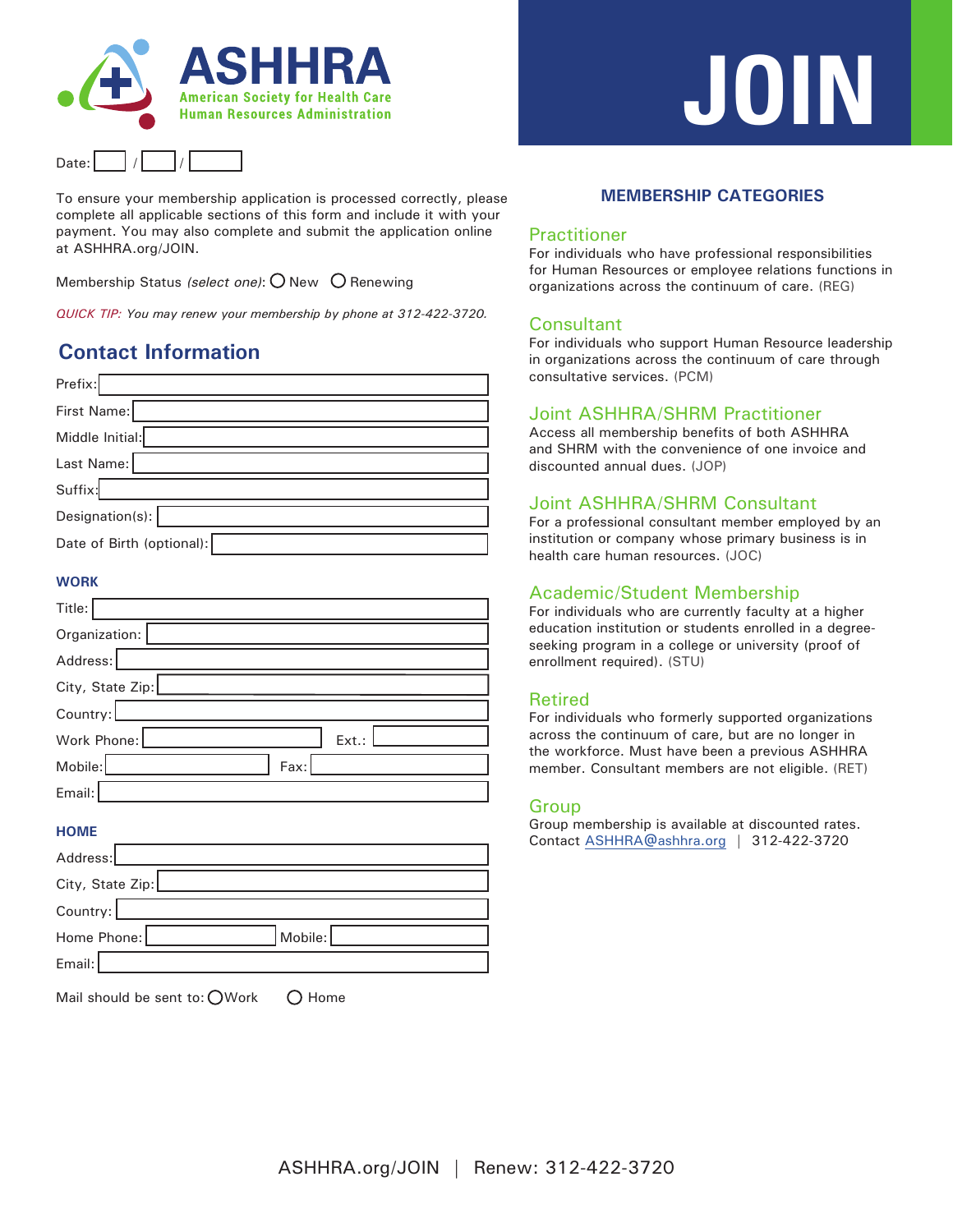# ASHHRA

American Society for Health Care Human Resources Administration

# JOIN

Date: ____ / ____ / ________

To ensure your membership application is processed correctly, please complete all applicable sections of this form and include it with your payment. You may also complete and submit the application online at ASHHRA.org/JOIN.

Membership Status *(select one)*: ○ New ○ Renewing

*QUICK TIP: You may renew your membership by phone at 312-422-3720.*

## Contact Information

Prefix:

First Name:

Middle Initial:

Last Name:

Suffix:

Designation(s):

Date of Birth (optional):

### WORK

Title:

Organization:

Address:

City, State Zip:

Country:

Work Phone: Ext.:

Mobile: Fax:

Email:

### HOME

Address:

City, State Zip:

Country:

Home Phone: Mobile:

Email:

Mail should be sent to: ○ Work ○ Home

## MEMBERSHIP CATEGORIES

### Practitioner

For individuals who have professional responsibilities for Human Resources or employee relations functions in organizations across the continuum of care. (REG)

### Consultant

For individuals who support Human Resource leadership in organizations across the continuum of care through consultative services. (PCM)

### Joint ASHHRA/SHRM Practitioner

Access all membership benefits of both ASHHRA and SHRM with the convenience of one invoice and discounted annual dues. (JOP)

### Joint ASHHRA/SHRM Consultant

For a professional consultant member employed by an institution or company whose primary business is in health care human resources. (JOC)

### Academic/Student Membership

For individuals who are currently faculty at a higher education institution or students enrolled in a degree-seeking program in a college or university (proof of enrollment required). (STU)

### Retired

For individuals who formerly supported organizations across the continuum of care, but are no longer in the workforce. Must have been a previous ASHHRA member. Consultant members are not eligible. (RET)

### Group

Group membership is available at discounted rates. Contact ASHHRA@ashhra.org | 312-422-3720

ASHHRA.org/JOIN | Renew: 312-422-3720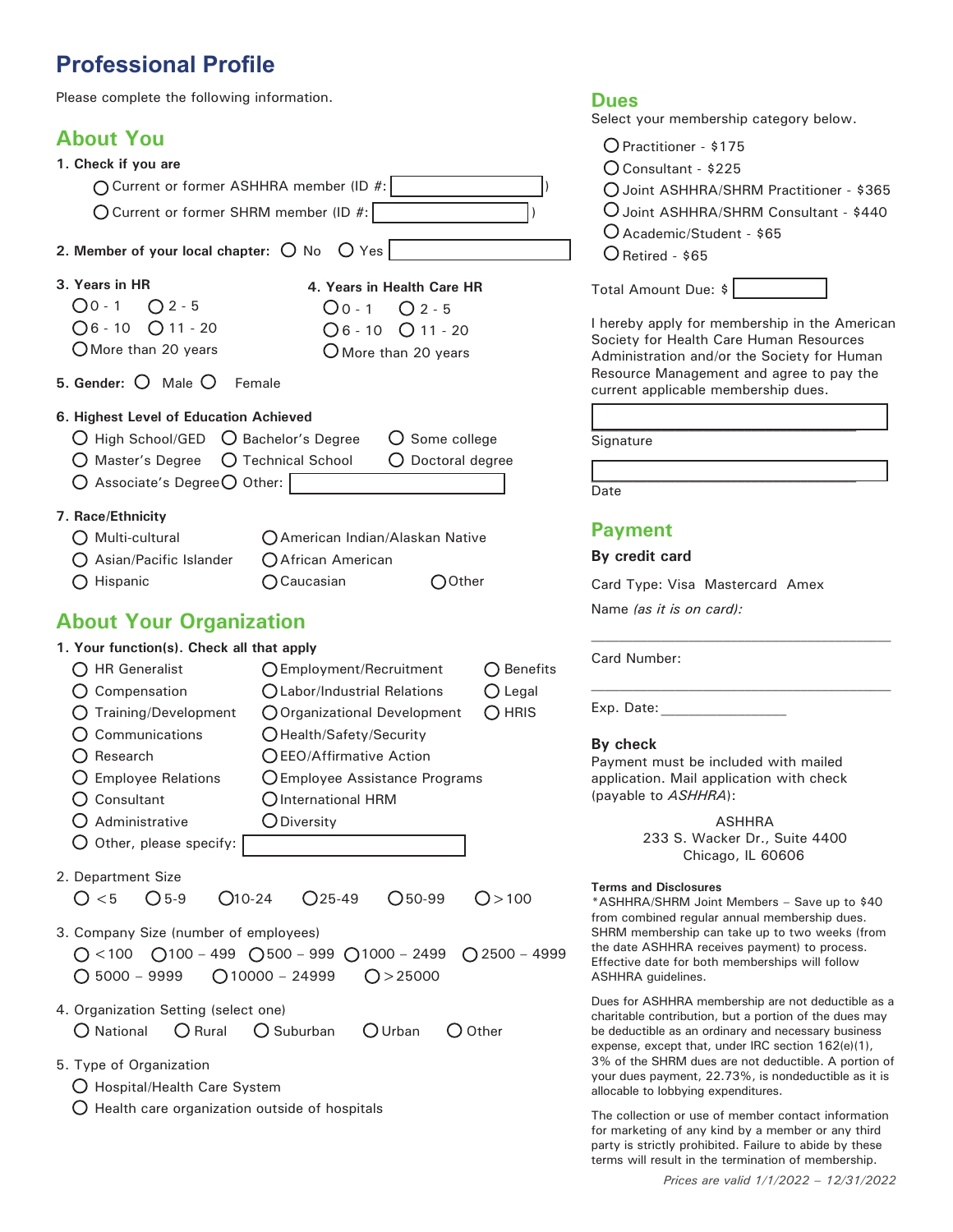# Professional Profile

Please complete the following information.

## About You

**1. Check if you are**

- ○ Current or former ASHHRA member (ID #: ________ )
- ○ Current or former SHRM member (ID #: ________ )

**2. Member of your local chapter:** ○ No ○ Yes ________

**3. Years in HR**

○ 0 - 1 ○ 2 - 5
○ 6 - 10 ○ 11 - 20
○ More than 20 years

**4. Years in Health Care HR**

○ 0 - 1 ○ 2 - 5
○ 6 - 10 ○ 11 - 20
○ More than 20 years

**5. Gender:** ○ Male ○ Female

**6. Highest Level of Education Achieved**

○ High School/GED ○ Bachelor's Degree ○ Some college
○ Master's Degree ○ Technical School ○ Doctoral degree
○ Associate's Degree ○ Other: ________

**7. Race/Ethnicity**

○ Multi-cultural ○ American Indian/Alaskan Native
○ Asian/Pacific Islander ○ African American
○ Hispanic ○ Caucasian ○ Other

## About Your Organization

**1. Your function(s). Check all that apply**

○ HR Generalist ○ Employment/Recruitment ○ Benefits
○ Compensation ○ Labor/Industrial Relations ○ Legal
○ Training/Development ○ Organizational Development ○ HRIS
○ Communications ○ Health/Safety/Security
○ Research ○ EEO/Affirmative Action
○ Employee Relations ○ Employee Assistance Programs
○ Consultant ○ International HRM
○ Administrative ○ Diversity
○ Other, please specify: ________

2. Department Size

○ <5 ○ 5-9 ○ 10-24 ○ 25-49 ○ 50-99 ○ >100

3. Company Size (number of employees)

○ <100 ○ 100 – 499 ○ 500 – 999 ○ 1000 – 2499 ○ 2500 – 4999
○ 5000 – 9999 ○ 10000 – 24999 ○ >25000

4. Organization Setting (select one)

○ National ○ Rural ○ Suburban ○ Urban ○ Other

5. Type of Organization

○ Hospital/Health Care System
○ Health care organization outside of hospitals

## Dues

Select your membership category below.

- ○ Practitioner - $175
- ○ Consultant - $225
- ○ Joint ASHHRA/SHRM Practitioner - $365
- ○ Joint ASHHRA/SHRM Consultant - $440
- ○ Academic/Student - $65
- ○ Retired - $65

Total Amount Due: $ ________

I hereby apply for membership in the American Society for Health Care Human Resources Administration and/or the Society for Human Resource Management and agree to pay the current applicable membership dues.

________
Signature

________
Date

## Payment

**By credit card**

Card Type: Visa Mastercard Amex

Name *(as it is on card)*:

________

Card Number:

________

Exp. Date: ________

**By check**

Payment must be included with mailed application. Mail application with check (payable to *ASHHRA*):

ASHHRA
233 S. Wacker Dr., Suite 4400
Chicago, IL 60606

**Terms and Disclosures**

*ASHHRA/SHRM Joint Members – Save up to $40 from combined regular annual membership dues. SHRM membership can take up to two weeks (from the date ASHHRA receives payment) to process. Effective date for both memberships will follow ASHHRA guidelines.

Dues for ASHHRA membership are not deductible as a charitable contribution, but a portion of the dues may be deductible as an ordinary and necessary business expense, except that, under IRC section 162(e)(1), 3% of the SHRM dues are not deductible. A portion of your dues payment, 22.73%, is nondeductible as it is allocable to lobbying expenditures.

The collection or use of member contact information for marketing of any kind by a member or any third party is strictly prohibited. Failure to abide by these terms will result in the termination of membership.

*Prices are valid 1/1/2022 – 12/31/2022*